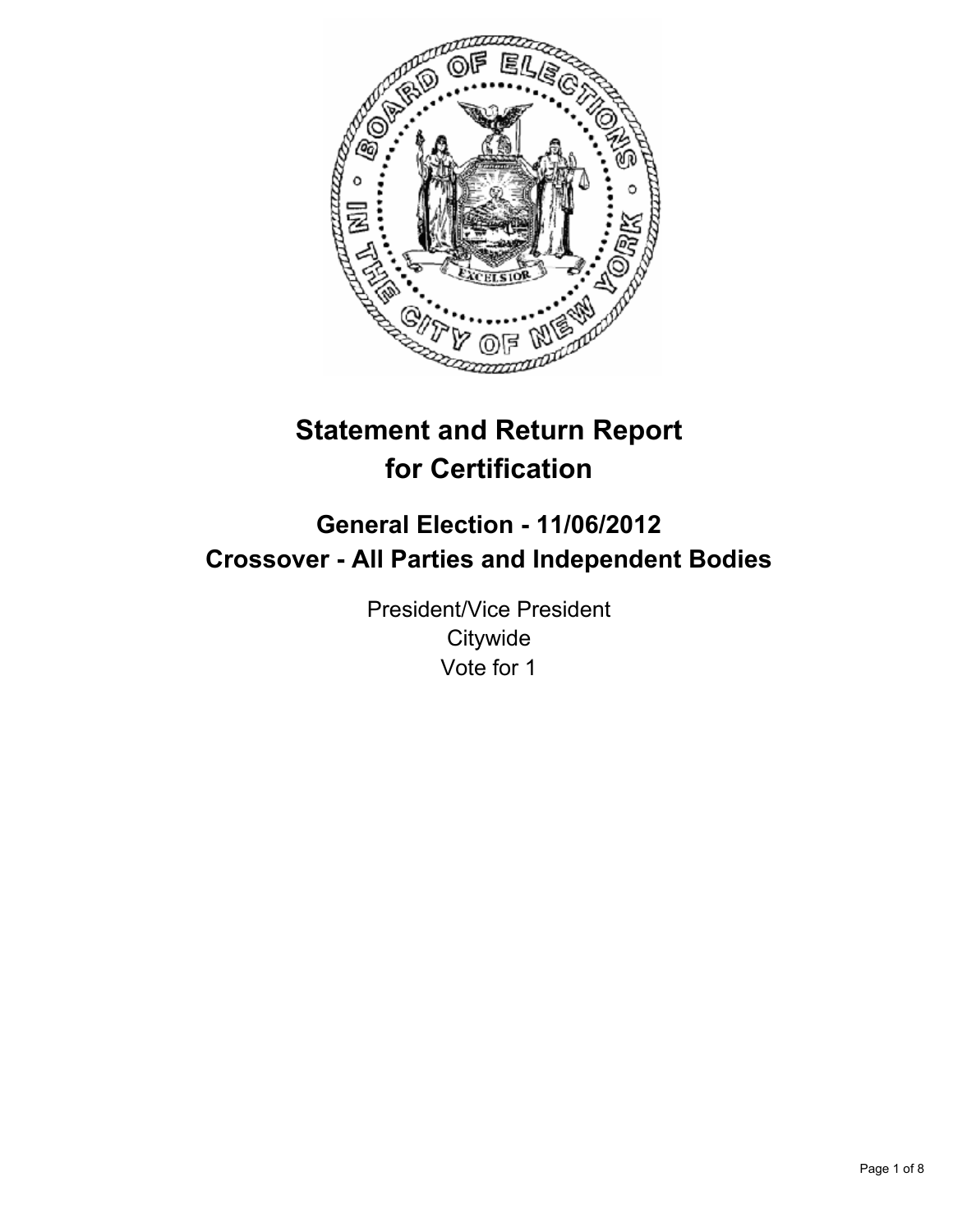# Statement and Return Report for Certification

## General Election - 11/06/2012
## Crossover - All Parties and Independent Bodies

President/Vice President
Citywide
Vote for 1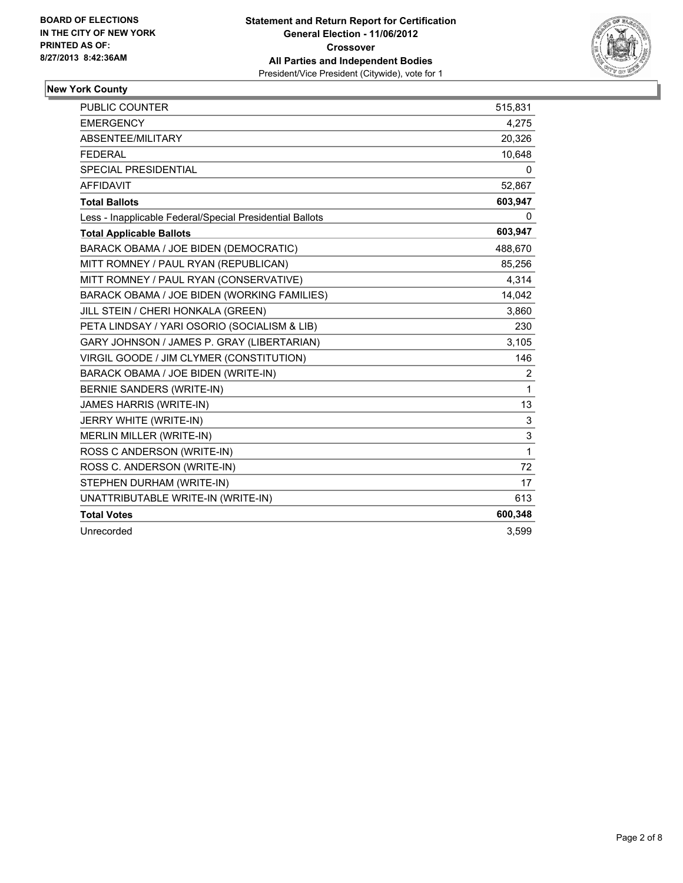BOARD OF ELECTIONS
IN THE CITY OF NEW YORK
PRINTED AS OF:
8/27/2013 8:42:36AM

**Statement and Return Report for Certification**
**General Election - 11/06/2012**
**Crossover**
**All Parties and Independent Bodies**
President/Vice President (Citywide), vote for 1

## New York County

| | |
|---|---|
| PUBLIC COUNTER | 515,831 |
| EMERGENCY | 4,275 |
| ABSENTEE/MILITARY | 20,326 |
| FEDERAL | 10,648 |
| SPECIAL PRESIDENTIAL | 0 |
| AFFIDAVIT | 52,867 |
| **Total Ballots** | **603,947** |
| Less - Inapplicable Federal/Special Presidential Ballots | 0 |
| **Total Applicable Ballots** | **603,947** |
| BARACK OBAMA / JOE BIDEN (DEMOCRATIC) | 488,670 |
| MITT ROMNEY / PAUL RYAN (REPUBLICAN) | 85,256 |
| MITT ROMNEY / PAUL RYAN (CONSERVATIVE) | 4,314 |
| BARACK OBAMA / JOE BIDEN (WORKING FAMILIES) | 14,042 |
| JILL STEIN / CHERI HONKALA (GREEN) | 3,860 |
| PETA LINDSAY / YARI OSORIO (SOCIALISM & LIB) | 230 |
| GARY JOHNSON / JAMES P. GRAY (LIBERTARIAN) | 3,105 |
| VIRGIL GOODE / JIM CLYMER (CONSTITUTION) | 146 |
| BARACK OBAMA / JOE BIDEN (WRITE-IN) | 2 |
| BERNIE SANDERS (WRITE-IN) | 1 |
| JAMES HARRIS (WRITE-IN) | 13 |
| JERRY WHITE (WRITE-IN) | 3 |
| MERLIN MILLER (WRITE-IN) | 3 |
| ROSS C ANDERSON (WRITE-IN) | 1 |
| ROSS C. ANDERSON (WRITE-IN) | 72 |
| STEPHEN DURHAM (WRITE-IN) | 17 |
| UNATTRIBUTABLE WRITE-IN (WRITE-IN) | 613 |
| **Total Votes** | **600,348** |
| Unrecorded | 3,599 |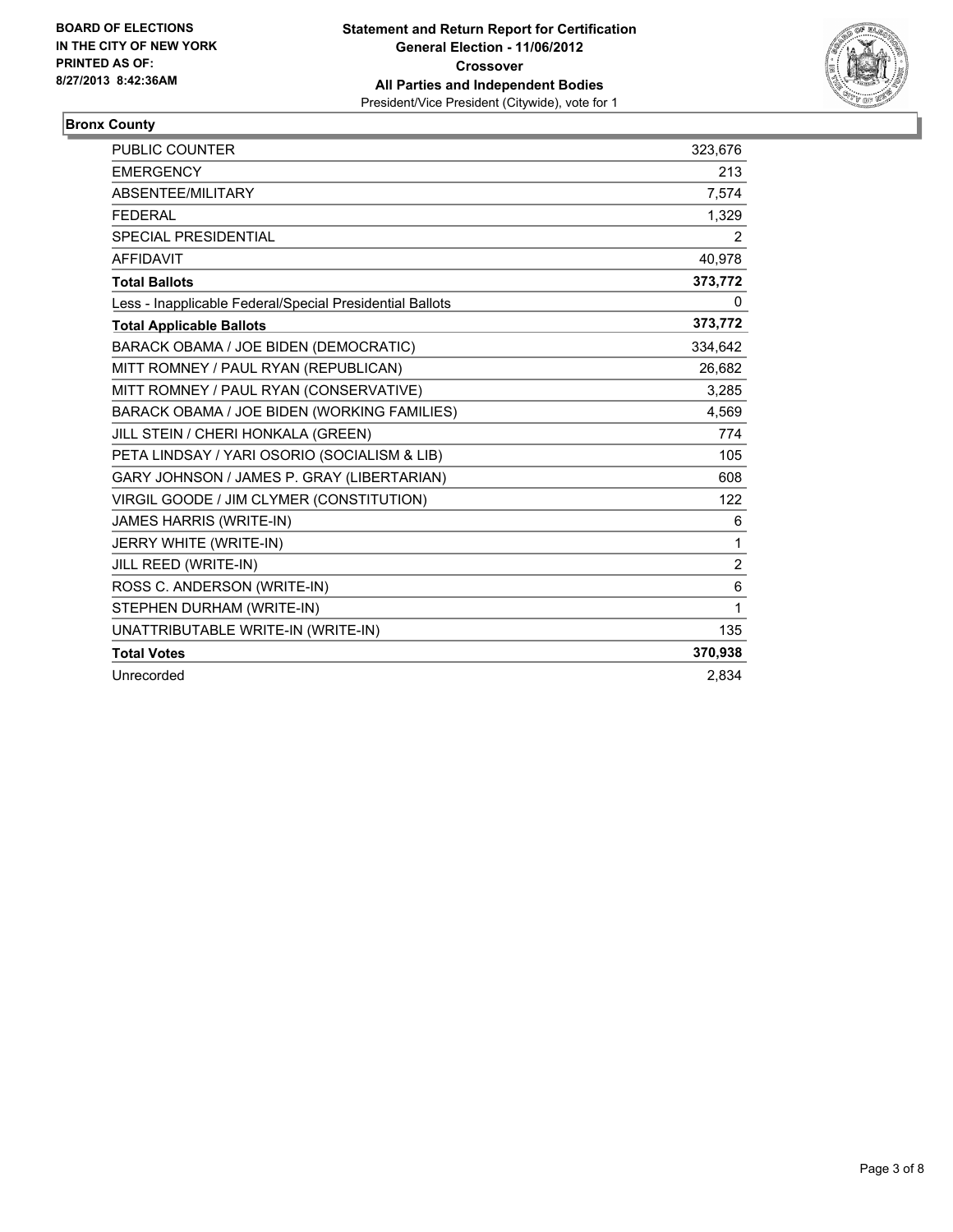**BOARD OF ELECTIONS IN THE CITY OF NEW YORK**
**PRINTED AS OF: 8/27/2013 8:42:36AM**

**Statement and Return Report for Certification**
**General Election - 11/06/2012**
**Crossover**
**All Parties and Independent Bodies**
President/Vice President (Citywide), vote for 1

**Bronx County**

| | |
|---|---|
| PUBLIC COUNTER | 323,676 |
| EMERGENCY | 213 |
| ABSENTEE/MILITARY | 7,574 |
| FEDERAL | 1,329 |
| SPECIAL PRESIDENTIAL | 2 |
| AFFIDAVIT | 40,978 |
| **Total Ballots** | **373,772** |
| Less - Inapplicable Federal/Special Presidential Ballots | 0 |
| **Total Applicable Ballots** | **373,772** |
| BARACK OBAMA / JOE BIDEN (DEMOCRATIC) | 334,642 |
| MITT ROMNEY / PAUL RYAN (REPUBLICAN) | 26,682 |
| MITT ROMNEY / PAUL RYAN (CONSERVATIVE) | 3,285 |
| BARACK OBAMA / JOE BIDEN (WORKING FAMILIES) | 4,569 |
| JILL STEIN / CHERI HONKALA (GREEN) | 774 |
| PETA LINDSAY / YARI OSORIO (SOCIALISM & LIB) | 105 |
| GARY JOHNSON / JAMES P. GRAY (LIBERTARIAN) | 608 |
| VIRGIL GOODE / JIM CLYMER (CONSTITUTION) | 122 |
| JAMES HARRIS (WRITE-IN) | 6 |
| JERRY WHITE (WRITE-IN) | 1 |
| JILL REED (WRITE-IN) | 2 |
| ROSS C. ANDERSON (WRITE-IN) | 6 |
| STEPHEN DURHAM (WRITE-IN) | 1 |
| UNATTRIBUTABLE WRITE-IN (WRITE-IN) | 135 |
| **Total Votes** | **370,938** |
| Unrecorded | 2,834 |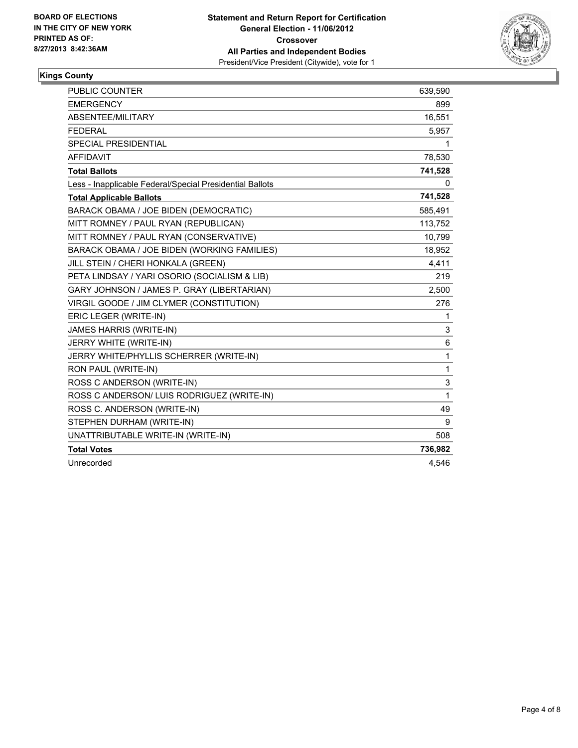**BOARD OF ELECTIONS IN THE CITY OF NEW YORK PRINTED AS OF: 8/27/2013 8:42:36AM**

**Statement and Return Report for Certification General Election - 11/06/2012 Crossover All Parties and Independent Bodies**
President/Vice President (Citywide), vote for 1

## Kings County

| | |
|---|---|
| PUBLIC COUNTER | 639,590 |
| EMERGENCY | 899 |
| ABSENTEE/MILITARY | 16,551 |
| FEDERAL | 5,957 |
| SPECIAL PRESIDENTIAL | 1 |
| AFFIDAVIT | 78,530 |
| **Total Ballots** | **741,528** |
| Less - Inapplicable Federal/Special Presidential Ballots | 0 |
| **Total Applicable Ballots** | **741,528** |
| BARACK OBAMA / JOE BIDEN (DEMOCRATIC) | 585,491 |
| MITT ROMNEY / PAUL RYAN (REPUBLICAN) | 113,752 |
| MITT ROMNEY / PAUL RYAN (CONSERVATIVE) | 10,799 |
| BARACK OBAMA / JOE BIDEN (WORKING FAMILIES) | 18,952 |
| JILL STEIN / CHERI HONKALA (GREEN) | 4,411 |
| PETA LINDSAY / YARI OSORIO (SOCIALISM & LIB) | 219 |
| GARY JOHNSON / JAMES P. GRAY (LIBERTARIAN) | 2,500 |
| VIRGIL GOODE / JIM CLYMER (CONSTITUTION) | 276 |
| ERIC LEGER (WRITE-IN) | 1 |
| JAMES HARRIS (WRITE-IN) | 3 |
| JERRY WHITE (WRITE-IN) | 6 |
| JERRY WHITE/PHYLLIS SCHERRER (WRITE-IN) | 1 |
| RON PAUL (WRITE-IN) | 1 |
| ROSS C ANDERSON (WRITE-IN) | 3 |
| ROSS C ANDERSON/ LUIS RODRIGUEZ (WRITE-IN) | 1 |
| ROSS C. ANDERSON (WRITE-IN) | 49 |
| STEPHEN DURHAM (WRITE-IN) | 9 |
| UNATTRIBUTABLE WRITE-IN (WRITE-IN) | 508 |
| **Total Votes** | **736,982** |
| Unrecorded | 4,546 |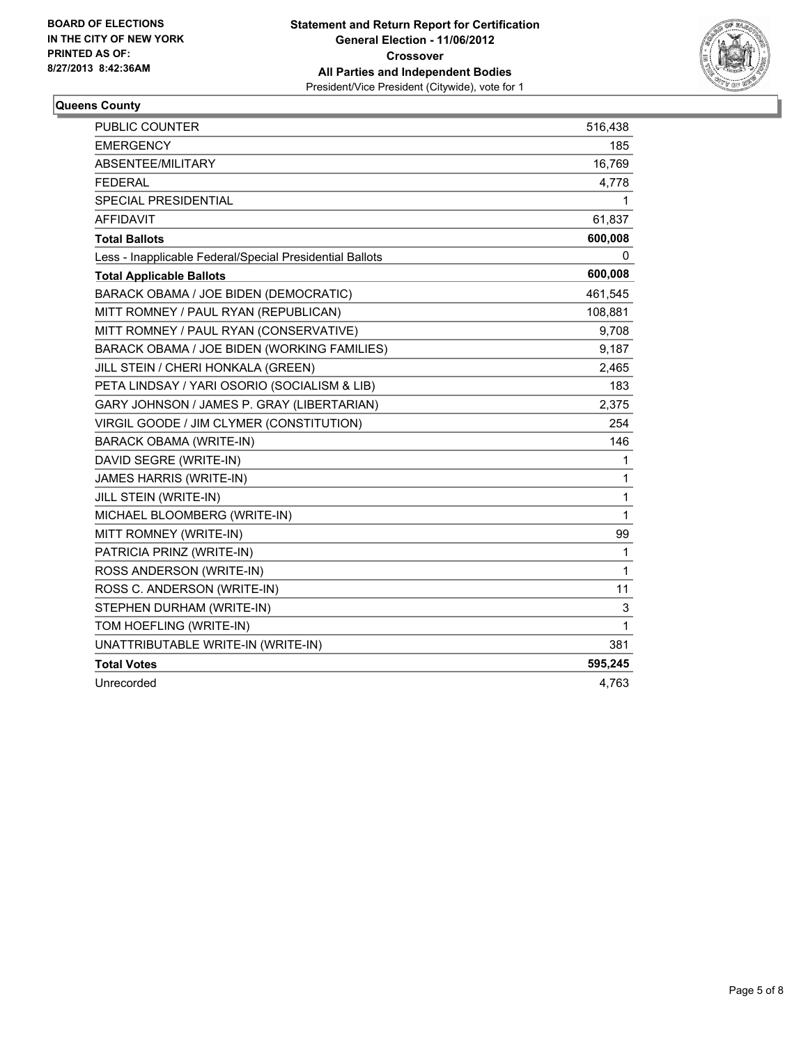**BOARD OF ELECTIONS IN THE CITY OF NEW YORK PRINTED AS OF: 8/27/2013 8:42:36AM**

# Statement and Return Report for Certification
## General Election - 11/06/2012
## Crossover
## All Parties and Independent Bodies
President/Vice President (Citywide), vote for 1

### Queens County

| | |
|---|---|
| PUBLIC COUNTER | 516,438 |
| EMERGENCY | 185 |
| ABSENTEE/MILITARY | 16,769 |
| FEDERAL | 4,778 |
| SPECIAL PRESIDENTIAL | 1 |
| AFFIDAVIT | 61,837 |
| **Total Ballots** | **600,008** |
| Less - Inapplicable Federal/Special Presidential Ballots | 0 |
| **Total Applicable Ballots** | **600,008** |
| BARACK OBAMA / JOE BIDEN (DEMOCRATIC) | 461,545 |
| MITT ROMNEY / PAUL RYAN (REPUBLICAN) | 108,881 |
| MITT ROMNEY / PAUL RYAN (CONSERVATIVE) | 9,708 |
| BARACK OBAMA / JOE BIDEN (WORKING FAMILIES) | 9,187 |
| JILL STEIN / CHERI HONKALA (GREEN) | 2,465 |
| PETA LINDSAY / YARI OSORIO (SOCIALISM & LIB) | 183 |
| GARY JOHNSON / JAMES P. GRAY (LIBERTARIAN) | 2,375 |
| VIRGIL GOODE / JIM CLYMER (CONSTITUTION) | 254 |
| BARACK OBAMA (WRITE-IN) | 146 |
| DAVID SEGRE (WRITE-IN) | 1 |
| JAMES HARRIS (WRITE-IN) | 1 |
| JILL STEIN (WRITE-IN) | 1 |
| MICHAEL BLOOMBERG (WRITE-IN) | 1 |
| MITT ROMNEY (WRITE-IN) | 99 |
| PATRICIA PRINZ (WRITE-IN) | 1 |
| ROSS ANDERSON (WRITE-IN) | 1 |
| ROSS C. ANDERSON (WRITE-IN) | 11 |
| STEPHEN DURHAM (WRITE-IN) | 3 |
| TOM HOEFLING (WRITE-IN) | 1 |
| UNATTRIBUTABLE WRITE-IN (WRITE-IN) | 381 |
| **Total Votes** | **595,245** |
| Unrecorded | 4,763 |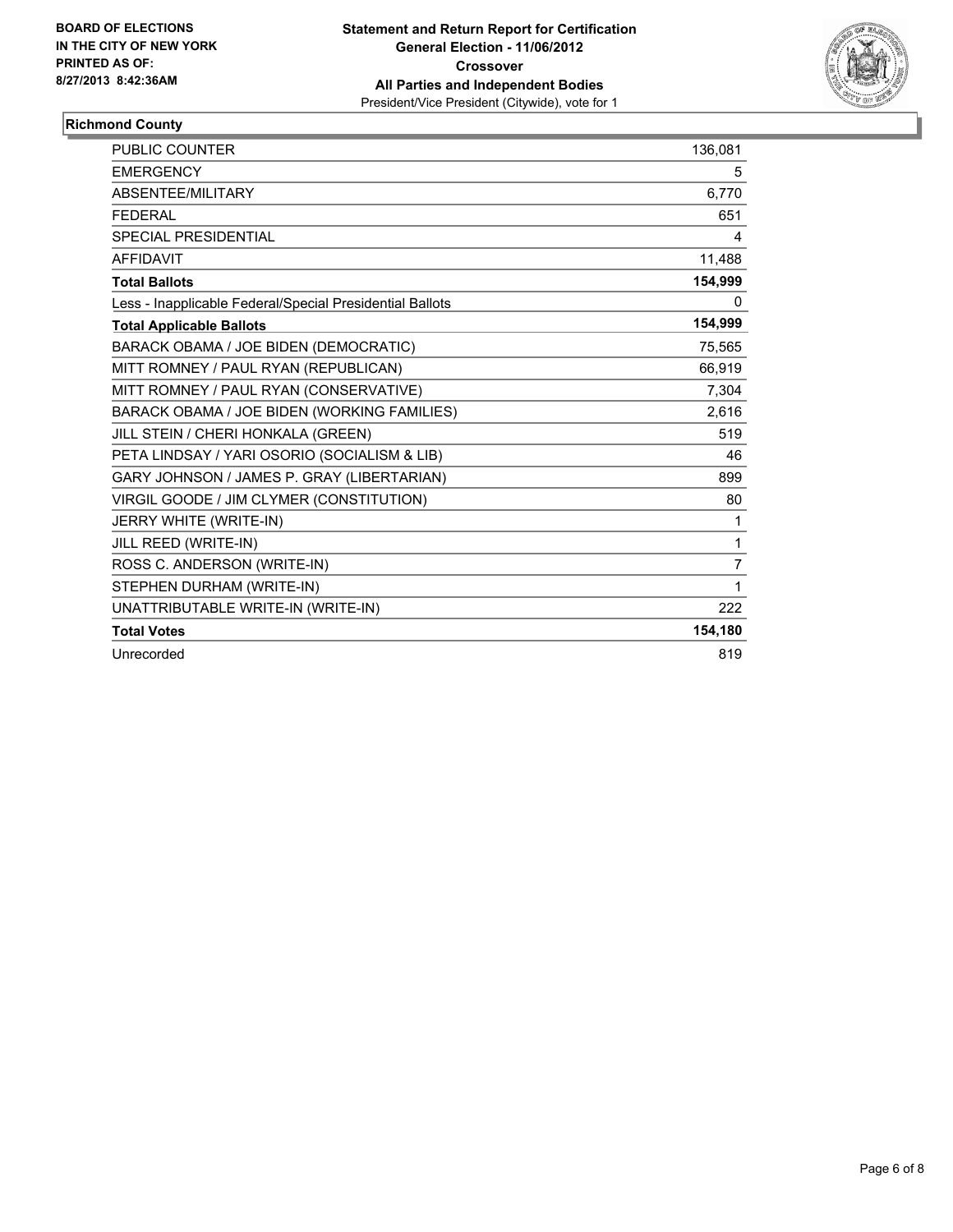**BOARD OF ELECTIONS IN THE CITY OF NEW YORK PRINTED AS OF: 8/27/2013 8:42:36AM**

**Statement and Return Report for Certification**
**General Election - 11/06/2012**
**Crossover**
**All Parties and Independent Bodies**
President/Vice President (Citywide), vote for 1

## Richmond County

| | |
|---|---|
| PUBLIC COUNTER | 136,081 |
| EMERGENCY | 5 |
| ABSENTEE/MILITARY | 6,770 |
| FEDERAL | 651 |
| SPECIAL PRESIDENTIAL | 4 |
| AFFIDAVIT | 11,488 |
| **Total Ballots** | **154,999** |
| Less - Inapplicable Federal/Special Presidential Ballots | 0 |
| **Total Applicable Ballots** | **154,999** |
| BARACK OBAMA / JOE BIDEN (DEMOCRATIC) | 75,565 |
| MITT ROMNEY / PAUL RYAN (REPUBLICAN) | 66,919 |
| MITT ROMNEY / PAUL RYAN (CONSERVATIVE) | 7,304 |
| BARACK OBAMA / JOE BIDEN (WORKING FAMILIES) | 2,616 |
| JILL STEIN / CHERI HONKALA (GREEN) | 519 |
| PETA LINDSAY / YARI OSORIO (SOCIALISM & LIB) | 46 |
| GARY JOHNSON / JAMES P. GRAY (LIBERTARIAN) | 899 |
| VIRGIL GOODE / JIM CLYMER (CONSTITUTION) | 80 |
| JERRY WHITE (WRITE-IN) | 1 |
| JILL REED (WRITE-IN) | 1 |
| ROSS C. ANDERSON (WRITE-IN) | 7 |
| STEPHEN DURHAM (WRITE-IN) | 1 |
| UNATTRIBUTABLE WRITE-IN (WRITE-IN) | 222 |
| **Total Votes** | **154,180** |
| Unrecorded | 819 |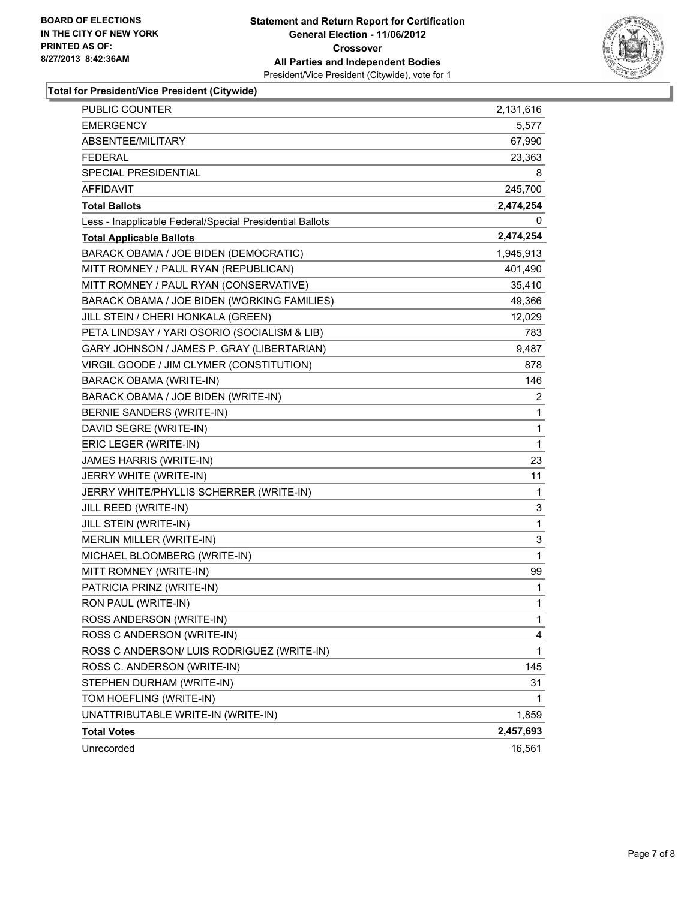BOARD OF ELECTIONS
IN THE CITY OF NEW YORK
PRINTED AS OF:
8/27/2013 8:42:36AM

**Statement and Return Report for Certification**
**General Election - 11/06/2012**
**Crossover**
**All Parties and Independent Bodies**
President/Vice President (Citywide), vote for 1

**Total for President/Vice President (Citywide)**

| | |
|---|---|
| PUBLIC COUNTER | 2,131,616 |
| EMERGENCY | 5,577 |
| ABSENTEE/MILITARY | 67,990 |
| FEDERAL | 23,363 |
| SPECIAL PRESIDENTIAL | 8 |
| AFFIDAVIT | 245,700 |
| **Total Ballots** | **2,474,254** |
| Less - Inapplicable Federal/Special Presidential Ballots | 0 |
| **Total Applicable Ballots** | **2,474,254** |
| BARACK OBAMA / JOE BIDEN (DEMOCRATIC) | 1,945,913 |
| MITT ROMNEY / PAUL RYAN (REPUBLICAN) | 401,490 |
| MITT ROMNEY / PAUL RYAN (CONSERVATIVE) | 35,410 |
| BARACK OBAMA / JOE BIDEN (WORKING FAMILIES) | 49,366 |
| JILL STEIN / CHERI HONKALA (GREEN) | 12,029 |
| PETA LINDSAY / YARI OSORIO (SOCIALISM & LIB) | 783 |
| GARY JOHNSON / JAMES P. GRAY (LIBERTARIAN) | 9,487 |
| VIRGIL GOODE / JIM CLYMER (CONSTITUTION) | 878 |
| BARACK OBAMA (WRITE-IN) | 146 |
| BARACK OBAMA / JOE BIDEN (WRITE-IN) | 2 |
| BERNIE SANDERS (WRITE-IN) | 1 |
| DAVID SEGRE (WRITE-IN) | 1 |
| ERIC LEGER (WRITE-IN) | 1 |
| JAMES HARRIS (WRITE-IN) | 23 |
| JERRY WHITE (WRITE-IN) | 11 |
| JERRY WHITE/PHYLLIS SCHERRER (WRITE-IN) | 1 |
| JILL REED (WRITE-IN) | 3 |
| JILL STEIN (WRITE-IN) | 1 |
| MERLIN MILLER (WRITE-IN) | 3 |
| MICHAEL BLOOMBERG (WRITE-IN) | 1 |
| MITT ROMNEY (WRITE-IN) | 99 |
| PATRICIA PRINZ (WRITE-IN) | 1 |
| RON PAUL (WRITE-IN) | 1 |
| ROSS ANDERSON (WRITE-IN) | 1 |
| ROSS C ANDERSON (WRITE-IN) | 4 |
| ROSS C ANDERSON/ LUIS RODRIGUEZ (WRITE-IN) | 1 |
| ROSS C. ANDERSON (WRITE-IN) | 145 |
| STEPHEN DURHAM (WRITE-IN) | 31 |
| TOM HOEFLING (WRITE-IN) | 1 |
| UNATTRIBUTABLE WRITE-IN (WRITE-IN) | 1,859 |
| **Total Votes** | **2,457,693** |
| Unrecorded | 16,561 |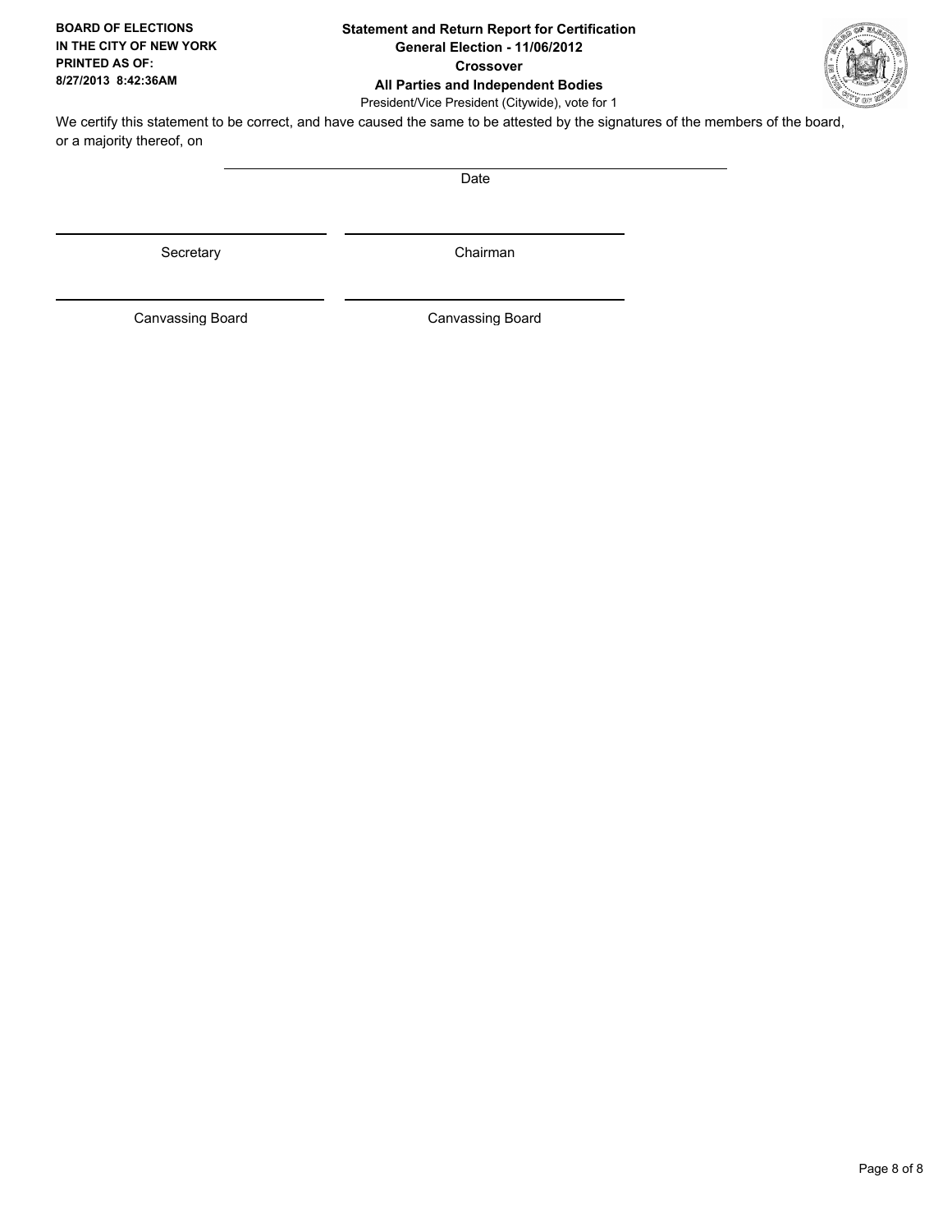We certify this statement to be correct, and have caused the same to be attested by the signatures of the members of the board, or a majority thereof, on

Date

Secretary

Chairman

Canvassing Board

Canvassing Board